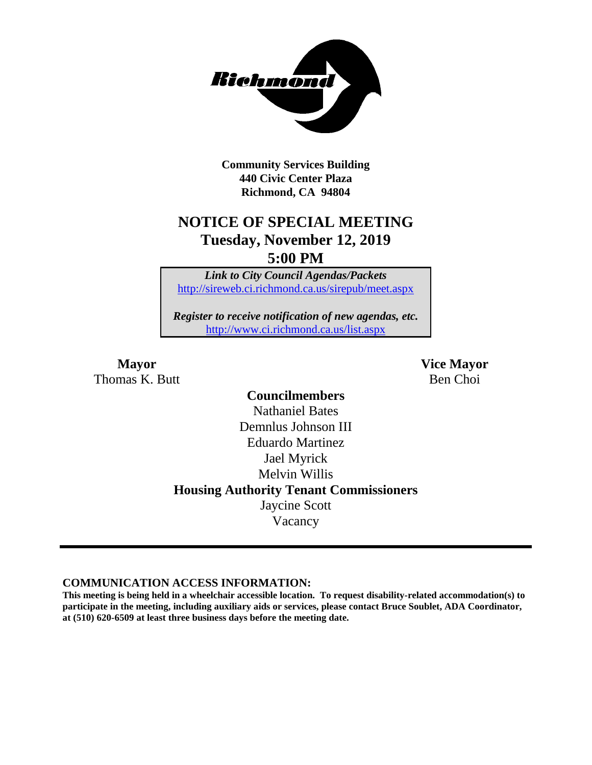**Community Services Building**
**440 Civic Center Plaza**
**Richmond, CA 94804**

# NOTICE OF SPECIAL MEETING
## Tuesday, November 12, 2019
## 5:00 PM

*Link to City Council Agendas/Packets*
http://sireweb.ci.richmond.ca.us/sirepub/meet.aspx

*Register to receive notification of new agendas, etc.*
http://www.ci.richmond.ca.us/list.aspx

**Mayor**
Thomas K. Butt

**Vice Mayor**
Ben Choi

**Councilmembers**
Nathaniel Bates
Demnlus Johnson III
Eduardo Martinez
Jael Myrick
Melvin Willis

**Housing Authority Tenant Commissioners**
Jaycine Scott
Vacancy

---

**COMMUNICATION ACCESS INFORMATION:**

**This meeting is being held in a wheelchair accessible location. To request disability-related accommodation(s) to participate in the meeting, including auxiliary aids or services, please contact Bruce Soublet, ADA Coordinator, at (510) 620-6509 at least three business days before the meeting date.**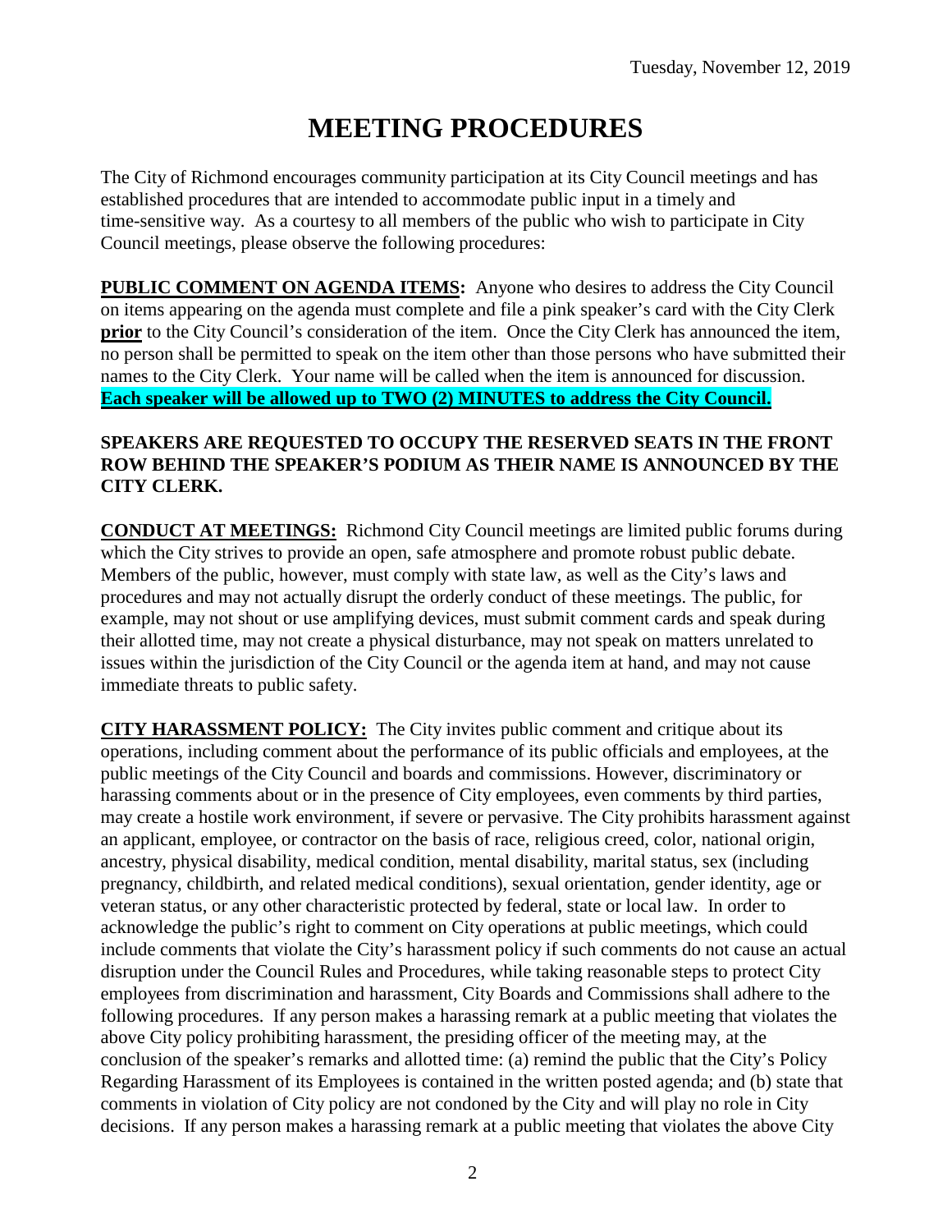Tuesday, November 12, 2019

# MEETING PROCEDURES

The City of Richmond encourages community participation at its City Council meetings and has established procedures that are intended to accommodate public input in a timely and time-sensitive way. As a courtesy to all members of the public who wish to participate in City Council meetings, please observe the following procedures:

**PUBLIC COMMENT ON AGENDA ITEMS:** Anyone who desires to address the City Council on items appearing on the agenda must complete and file a pink speaker's card with the City Clerk **prior** to the City Council's consideration of the item. Once the City Clerk has announced the item, no person shall be permitted to speak on the item other than those persons who have submitted their names to the City Clerk. Your name will be called when the item is announced for discussion. **Each speaker will be allowed up to TWO (2) MINUTES to address the City Council.**

**SPEAKERS ARE REQUESTED TO OCCUPY THE RESERVED SEATS IN THE FRONT ROW BEHIND THE SPEAKER'S PODIUM AS THEIR NAME IS ANNOUNCED BY THE CITY CLERK.**

**CONDUCT AT MEETINGS:** Richmond City Council meetings are limited public forums during which the City strives to provide an open, safe atmosphere and promote robust public debate. Members of the public, however, must comply with state law, as well as the City's laws and procedures and may not actually disrupt the orderly conduct of these meetings. The public, for example, may not shout or use amplifying devices, must submit comment cards and speak during their allotted time, may not create a physical disturbance, may not speak on matters unrelated to issues within the jurisdiction of the City Council or the agenda item at hand, and may not cause immediate threats to public safety.

**CITY HARASSMENT POLICY:** The City invites public comment and critique about its operations, including comment about the performance of its public officials and employees, at the public meetings of the City Council and boards and commissions. However, discriminatory or harassing comments about or in the presence of City employees, even comments by third parties, may create a hostile work environment, if severe or pervasive. The City prohibits harassment against an applicant, employee, or contractor on the basis of race, religious creed, color, national origin, ancestry, physical disability, medical condition, mental disability, marital status, sex (including pregnancy, childbirth, and related medical conditions), sexual orientation, gender identity, age or veteran status, or any other characteristic protected by federal, state or local law. In order to acknowledge the public's right to comment on City operations at public meetings, which could include comments that violate the City's harassment policy if such comments do not cause an actual disruption under the Council Rules and Procedures, while taking reasonable steps to protect City employees from discrimination and harassment, City Boards and Commissions shall adhere to the following procedures. If any person makes a harassing remark at a public meeting that violates the above City policy prohibiting harassment, the presiding officer of the meeting may, at the conclusion of the speaker's remarks and allotted time: (a) remind the public that the City's Policy Regarding Harassment of its Employees is contained in the written posted agenda; and (b) state that comments in violation of City policy are not condoned by the City and will play no role in City decisions. If any person makes a harassing remark at a public meeting that violates the above City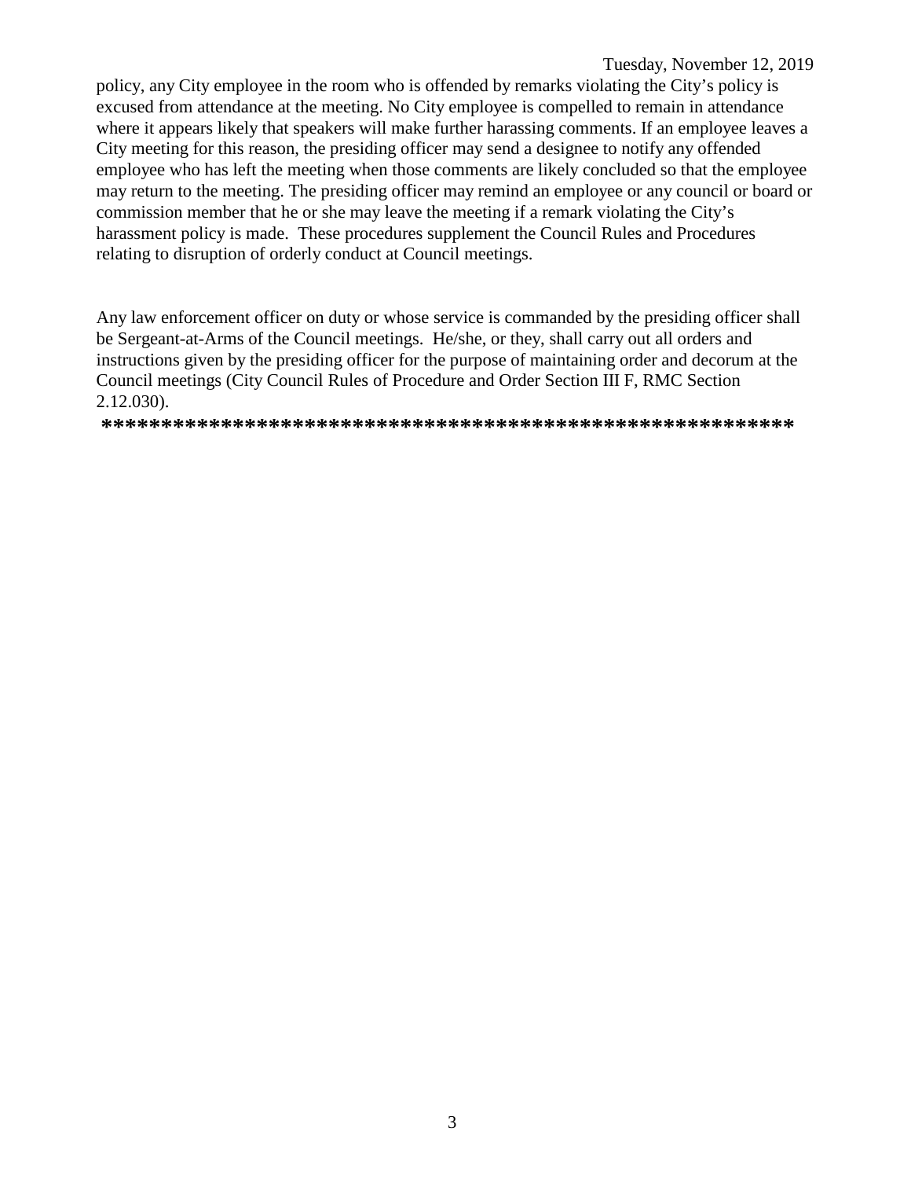policy, any City employee in the room who is offended by remarks violating the City's policy is excused from attendance at the meeting. No City employee is compelled to remain in attendance where it appears likely that speakers will make further harassing comments. If an employee leaves a City meeting for this reason, the presiding officer may send a designee to notify any offended employee who has left the meeting when those comments are likely concluded so that the employee may return to the meeting. The presiding officer may remind an employee or any council or board or commission member that he or she may leave the meeting if a remark violating the City's harassment policy is made. These procedures supplement the Council Rules and Procedures relating to disruption of orderly conduct at Council meetings.

Any law enforcement officer on duty or whose service is commanded by the presiding officer shall be Sergeant-at-Arms of the Council meetings. He/she, or they, shall carry out all orders and instructions given by the presiding officer for the purpose of maintaining order and decorum at the Council meetings (City Council Rules of Procedure and Order Section III F, RMC Section 2.12.030).

**\*\*\*\*\*\*\*\*\*\*\*\*\*\*\*\*\*\*\*\*\*\*\*\*\*\*\*\*\*\*\*\*\*\*\*\*\*\*\*\*\*\*\*\*\*\*\*\*\*\*\*\*\*\*\*\*\*\***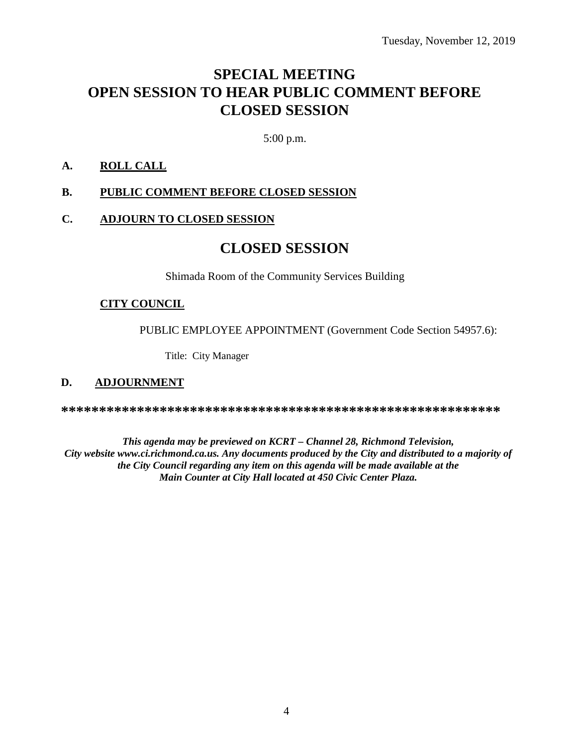Tuesday, November 12, 2019

# SPECIAL MEETING
# OPEN SESSION TO HEAR PUBLIC COMMENT BEFORE CLOSED SESSION

5:00 p.m.

**A. ROLL CALL**

**B. PUBLIC COMMENT BEFORE CLOSED SESSION**

**C. ADJOURN TO CLOSED SESSION**

## CLOSED SESSION

Shimada Room of the Community Services Building

**CITY COUNCIL**

PUBLIC EMPLOYEE APPOINTMENT (Government Code Section 54957.6):

Title: City Manager

**D. ADJOURNMENT**

**************************************************************

***This agenda may be previewed on KCRT – Channel 28, Richmond Television, City website www.ci.richmond.ca.us. Any documents produced by the City and distributed to a majority of the City Council regarding any item on this agenda will be made available at the Main Counter at City Hall located at 450 Civic Center Plaza.***